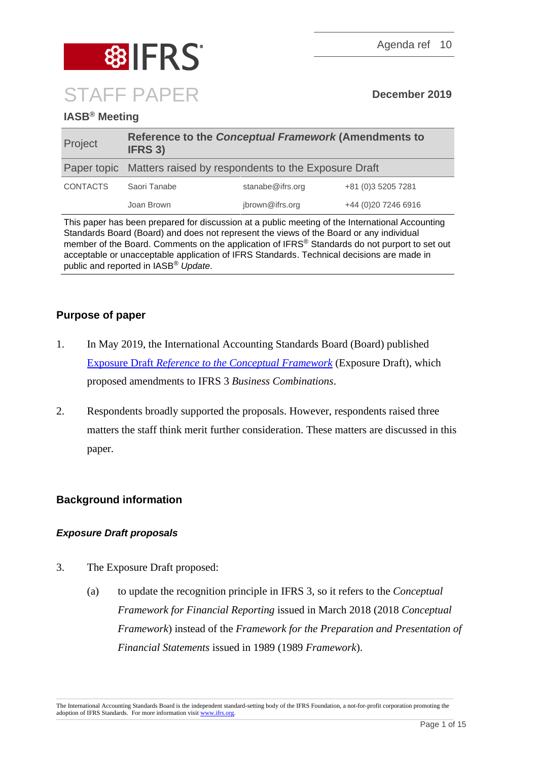Agenda ref 10

# STAFF PAPER

**December 2019**

**IASB® Meeting**

| Project | **Reference to the *Conceptual Framework* (Amendments to IFRS 3)** | | |
|---|---|---|---|
| Paper topic | Matters raised by respondents to the Exposure Draft | | |
| CONTACTS | Saori Tanabe | stanabe@ifrs.org | +81 (0)3 5205 7281 |
| | Joan Brown | jbrown@ifrs.org | +44 (0)20 7246 6916 |

This paper has been prepared for discussion at a public meeting of the International Accounting Standards Board (Board) and does not represent the views of the Board or any individual member of the Board. Comments on the application of IFRS® Standards do not purport to set out acceptable or unacceptable application of IFRS Standards. Technical decisions are made in public and reported in IASB® *Update*.

## Purpose of paper

1. In May 2019, the International Accounting Standards Board (Board) published Exposure Draft *Reference to the Conceptual Framework* (Exposure Draft), which proposed amendments to IFRS 3 *Business Combinations*.

2. Respondents broadly supported the proposals. However, respondents raised three matters the staff think merit further consideration. These matters are discussed in this paper.

## Background information

### *Exposure Draft proposals*

3. The Exposure Draft proposed:

   (a) to update the recognition principle in IFRS 3, so it refers to the *Conceptual Framework for Financial Reporting* issued in March 2018 (2018 *Conceptual Framework*) instead of the *Framework for the Preparation and Presentation of Financial Statements* issued in 1989 (1989 *Framework*).

The International Accounting Standards Board is the independent standard-setting body of the IFRS Foundation, a not-for-profit corporation promoting the adoption of IFRS Standards. For more information visit www.ifrs.org.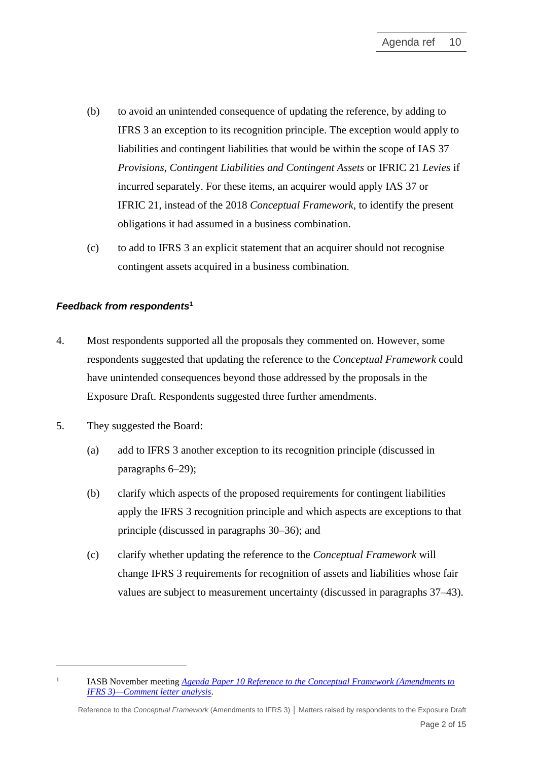(b) to avoid an unintended consequence of updating the reference, by adding to IFRS 3 an exception to its recognition principle. The exception would apply to liabilities and contingent liabilities that would be within the scope of IAS 37 *Provisions, Contingent Liabilities and Contingent Assets* or IFRIC 21 *Levies* if incurred separately. For these items, an acquirer would apply IAS 37 or IFRIC 21, instead of the 2018 *Conceptual Framework*, to identify the present obligations it had assumed in a business combination.

(c) to add to IFRS 3 an explicit statement that an acquirer should not recognise contingent assets acquired in a business combination.

### *Feedback from respondents*[1]

4. Most respondents supported all the proposals they commented on. However, some respondents suggested that updating the reference to the *Conceptual Framework* could have unintended consequences beyond those addressed by the proposals in the Exposure Draft. Respondents suggested three further amendments.

5. They suggested the Board:

   (a) add to IFRS 3 another exception to its recognition principle (discussed in paragraphs 6–29);

   (b) clarify which aspects of the proposed requirements for contingent liabilities apply the IFRS 3 recognition principle and which aspects are exceptions to that principle (discussed in paragraphs 30–36); and

   (c) clarify whether updating the reference to the *Conceptual Framework* will change IFRS 3 requirements for recognition of assets and liabilities whose fair values are subject to measurement uncertainty (discussed in paragraphs 37–43).

---

[1] IASB November meeting *Agenda Paper 10 Reference to the Conceptual Framework (Amendments to IFRS 3)—Comment letter analysis*.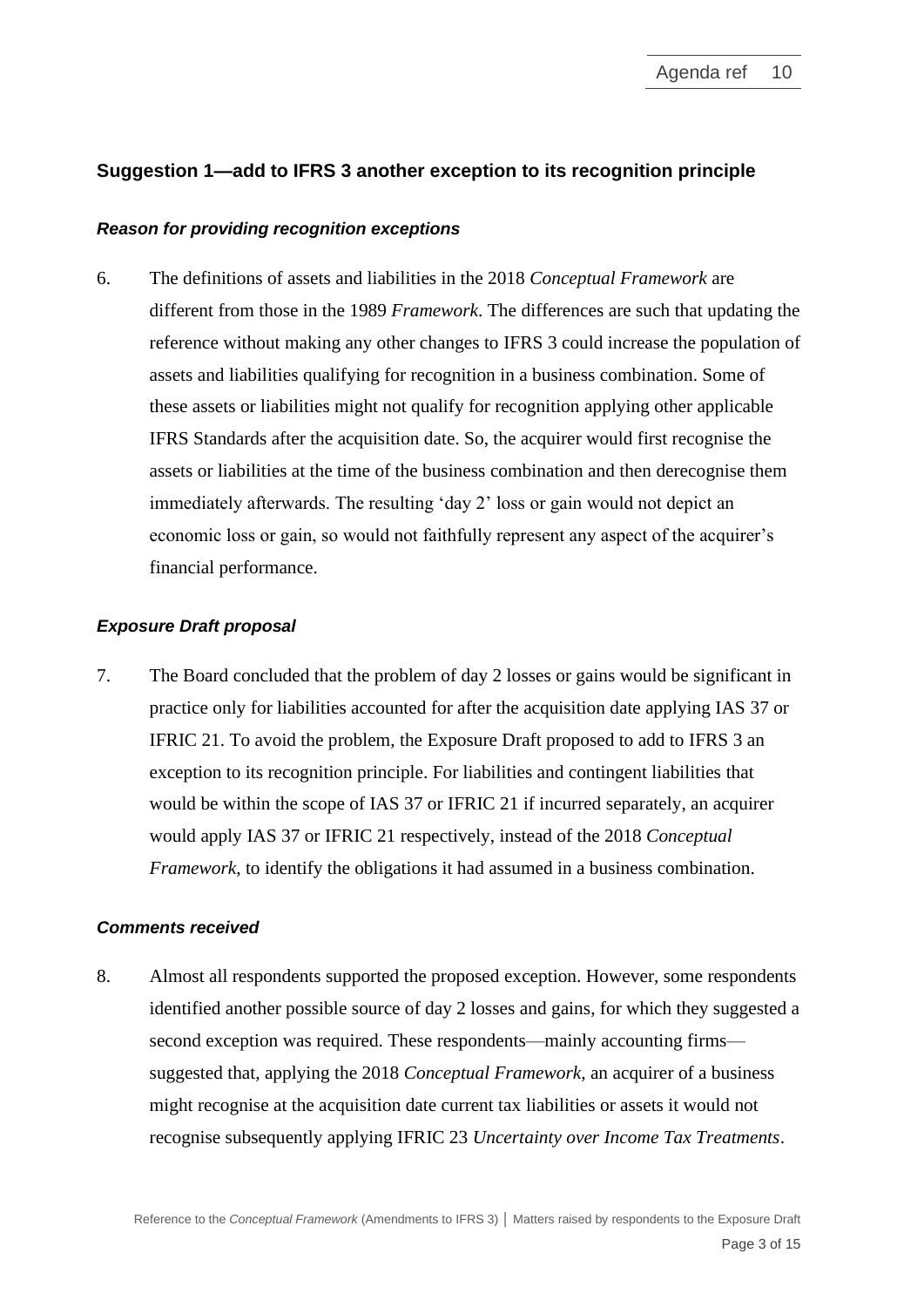## Suggestion 1—add to IFRS 3 another exception to its recognition principle

### *Reason for providing recognition exceptions*

6. The definitions of assets and liabilities in the 2018 *Conceptual Framework* are different from those in the 1989 *Framework*. The differences are such that updating the reference without making any other changes to IFRS 3 could increase the population of assets and liabilities qualifying for recognition in a business combination. Some of these assets or liabilities might not qualify for recognition applying other applicable IFRS Standards after the acquisition date. So, the acquirer would first recognise the assets or liabilities at the time of the business combination and then derecognise them immediately afterwards. The resulting 'day 2' loss or gain would not depict an economic loss or gain, so would not faithfully represent any aspect of the acquirer's financial performance.

### *Exposure Draft proposal*

7. The Board concluded that the problem of day 2 losses or gains would be significant in practice only for liabilities accounted for after the acquisition date applying IAS 37 or IFRIC 21. To avoid the problem, the Exposure Draft proposed to add to IFRS 3 an exception to its recognition principle. For liabilities and contingent liabilities that would be within the scope of IAS 37 or IFRIC 21 if incurred separately, an acquirer would apply IAS 37 or IFRIC 21 respectively, instead of the 2018 *Conceptual Framework*, to identify the obligations it had assumed in a business combination.

### *Comments received*

8. Almost all respondents supported the proposed exception. However, some respondents identified another possible source of day 2 losses and gains, for which they suggested a second exception was required. These respondents—mainly accounting firms—suggested that, applying the 2018 *Conceptual Framework*, an acquirer of a business might recognise at the acquisition date current tax liabilities or assets it would not recognise subsequently applying IFRIC 23 *Uncertainty over Income Tax Treatments*.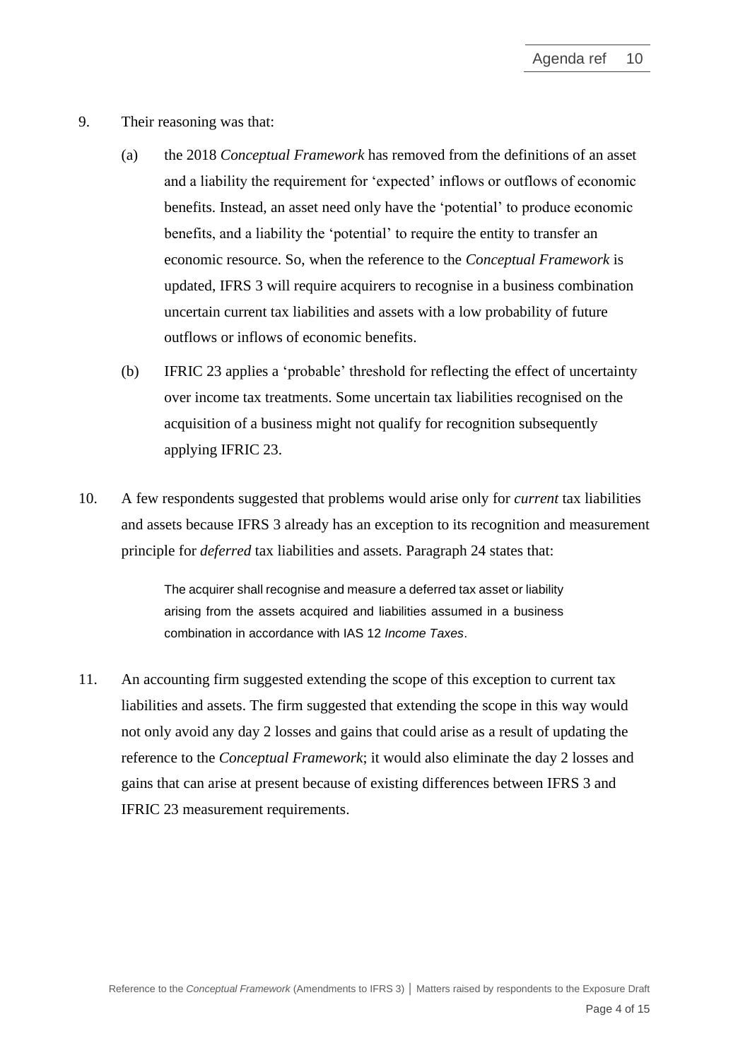9. Their reasoning was that:

   (a) the 2018 *Conceptual Framework* has removed from the definitions of an asset and a liability the requirement for 'expected' inflows or outflows of economic benefits. Instead, an asset need only have the 'potential' to produce economic benefits, and a liability the 'potential' to require the entity to transfer an economic resource. So, when the reference to the *Conceptual Framework* is updated, IFRS 3 will require acquirers to recognise in a business combination uncertain current tax liabilities and assets with a low probability of future outflows or inflows of economic benefits.

   (b) IFRIC 23 applies a 'probable' threshold for reflecting the effect of uncertainty over income tax treatments. Some uncertain tax liabilities recognised on the acquisition of a business might not qualify for recognition subsequently applying IFRIC 23.

10. A few respondents suggested that problems would arise only for *current* tax liabilities and assets because IFRS 3 already has an exception to its recognition and measurement principle for *deferred* tax liabilities and assets. Paragraph 24 states that:

    > The acquirer shall recognise and measure a deferred tax asset or liability arising from the assets acquired and liabilities assumed in a business combination in accordance with IAS 12 *Income Taxes*.

11. An accounting firm suggested extending the scope of this exception to current tax liabilities and assets. The firm suggested that extending the scope in this way would not only avoid any day 2 losses and gains that could arise as a result of updating the reference to the *Conceptual Framework*; it would also eliminate the day 2 losses and gains that can arise at present because of existing differences between IFRS 3 and IFRIC 23 measurement requirements.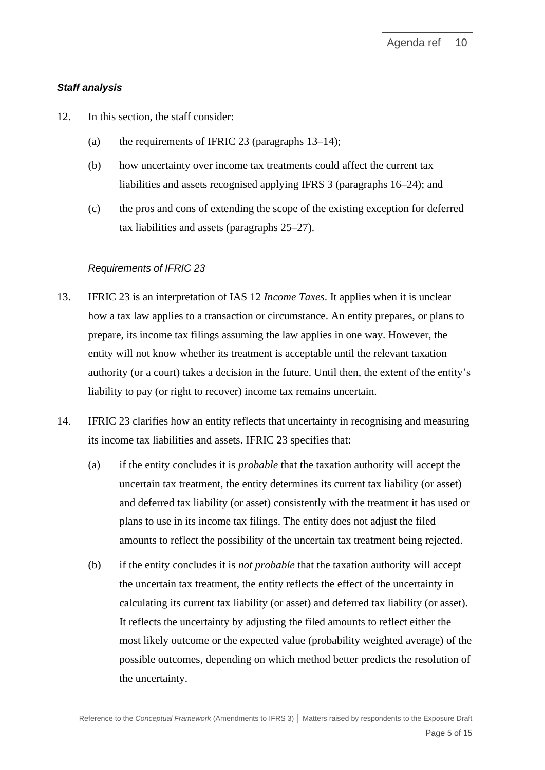***Staff analysis***

12. In this section, the staff consider:

    (a) the requirements of IFRIC 23 (paragraphs 13–14);

    (b) how uncertainty over income tax treatments could affect the current tax liabilities and assets recognised applying IFRS 3 (paragraphs 16–24); and

    (c) the pros and cons of extending the scope of the existing exception for deferred tax liabilities and assets (paragraphs 25–27).

*Requirements of IFRIC 23*

13. IFRIC 23 is an interpretation of IAS 12 *Income Taxes*. It applies when it is unclear how a tax law applies to a transaction or circumstance. An entity prepares, or plans to prepare, its income tax filings assuming the law applies in one way. However, the entity will not know whether its treatment is acceptable until the relevant taxation authority (or a court) takes a decision in the future. Until then, the extent of the entity's liability to pay (or right to recover) income tax remains uncertain.

14. IFRIC 23 clarifies how an entity reflects that uncertainty in recognising and measuring its income tax liabilities and assets. IFRIC 23 specifies that:

    (a) if the entity concludes it is *probable* that the taxation authority will accept the uncertain tax treatment, the entity determines its current tax liability (or asset) and deferred tax liability (or asset) consistently with the treatment it has used or plans to use in its income tax filings. The entity does not adjust the filed amounts to reflect the possibility of the uncertain tax treatment being rejected.

    (b) if the entity concludes it is *not probable* that the taxation authority will accept the uncertain tax treatment, the entity reflects the effect of the uncertainty in calculating its current tax liability (or asset) and deferred tax liability (or asset). It reflects the uncertainty by adjusting the filed amounts to reflect either the most likely outcome or the expected value (probability weighted average) of the possible outcomes, depending on which method better predicts the resolution of the uncertainty.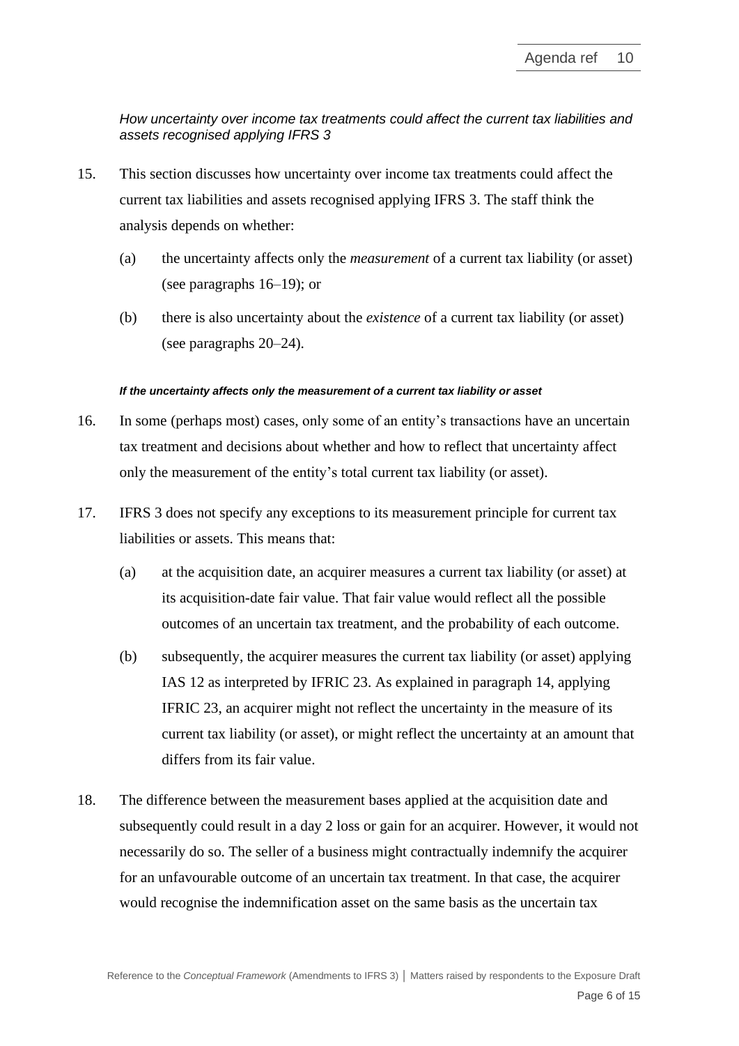*How uncertainty over income tax treatments could affect the current tax liabilities and assets recognised applying IFRS 3*

15. This section discusses how uncertainty over income tax treatments could affect the current tax liabilities and assets recognised applying IFRS 3. The staff think the analysis depends on whether:

    (a) the uncertainty affects only the *measurement* of a current tax liability (or asset) (see paragraphs 16–19); or

    (b) there is also uncertainty about the *existence* of a current tax liability (or asset) (see paragraphs 20–24).

***If the uncertainty affects only the measurement of a current tax liability or asset***

16. In some (perhaps most) cases, only some of an entity's transactions have an uncertain tax treatment and decisions about whether and how to reflect that uncertainty affect only the measurement of the entity's total current tax liability (or asset).

17. IFRS 3 does not specify any exceptions to its measurement principle for current tax liabilities or assets. This means that:

    (a) at the acquisition date, an acquirer measures a current tax liability (or asset) at its acquisition-date fair value. That fair value would reflect all the possible outcomes of an uncertain tax treatment, and the probability of each outcome.

    (b) subsequently, the acquirer measures the current tax liability (or asset) applying IAS 12 as interpreted by IFRIC 23. As explained in paragraph 14, applying IFRIC 23, an acquirer might not reflect the uncertainty in the measure of its current tax liability (or asset), or might reflect the uncertainty at an amount that differs from its fair value.

18. The difference between the measurement bases applied at the acquisition date and subsequently could result in a day 2 loss or gain for an acquirer. However, it would not necessarily do so. The seller of a business might contractually indemnify the acquirer for an unfavourable outcome of an uncertain tax treatment. In that case, the acquirer would recognise the indemnification asset on the same basis as the uncertain tax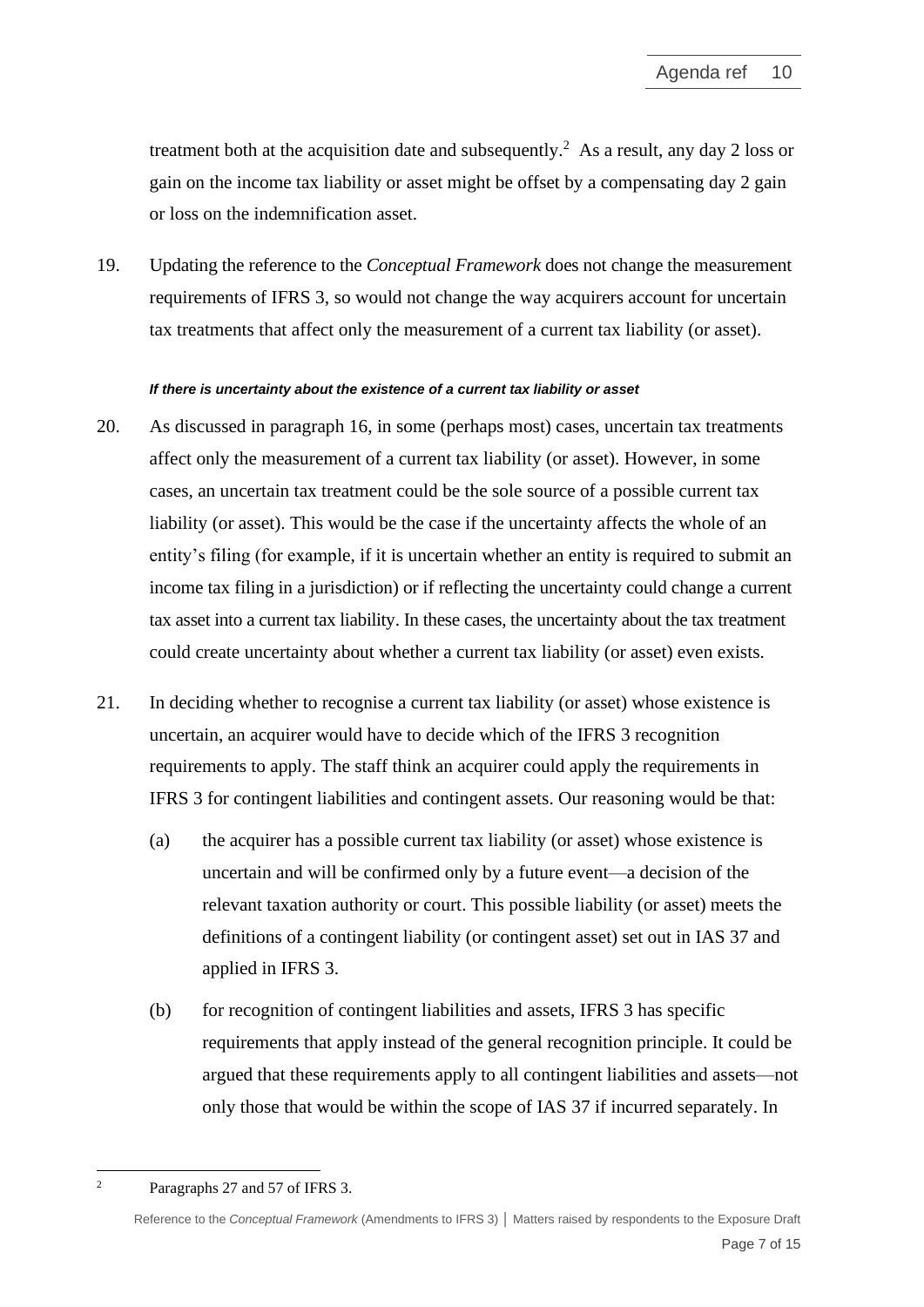treatment both at the acquisition date and subsequently.[2] As a result, any day 2 loss or gain on the income tax liability or asset might be offset by a compensating day 2 gain or loss on the indemnification asset.

19. Updating the reference to the *Conceptual Framework* does not change the measurement requirements of IFRS 3, so would not change the way acquirers account for uncertain tax treatments that affect only the measurement of a current tax liability (or asset).

***If there is uncertainty about the existence of a current tax liability or asset***

20. As discussed in paragraph 16, in some (perhaps most) cases, uncertain tax treatments affect only the measurement of a current tax liability (or asset). However, in some cases, an uncertain tax treatment could be the sole source of a possible current tax liability (or asset). This would be the case if the uncertainty affects the whole of an entity's filing (for example, if it is uncertain whether an entity is required to submit an income tax filing in a jurisdiction) or if reflecting the uncertainty could change a current tax asset into a current tax liability. In these cases, the uncertainty about the tax treatment could create uncertainty about whether a current tax liability (or asset) even exists.

21. In deciding whether to recognise a current tax liability (or asset) whose existence is uncertain, an acquirer would have to decide which of the IFRS 3 recognition requirements to apply. The staff think an acquirer could apply the requirements in IFRS 3 for contingent liabilities and contingent assets. Our reasoning would be that:

    (a) the acquirer has a possible current tax liability (or asset) whose existence is uncertain and will be confirmed only by a future event—a decision of the relevant taxation authority or court. This possible liability (or asset) meets the definitions of a contingent liability (or contingent asset) set out in IAS 37 and applied in IFRS 3.

    (b) for recognition of contingent liabilities and assets, IFRS 3 has specific requirements that apply instead of the general recognition principle. It could be argued that these requirements apply to all contingent liabilities and assets—not only those that would be within the scope of IAS 37 if incurred separately. In

[2] Paragraphs 27 and 57 of IFRS 3.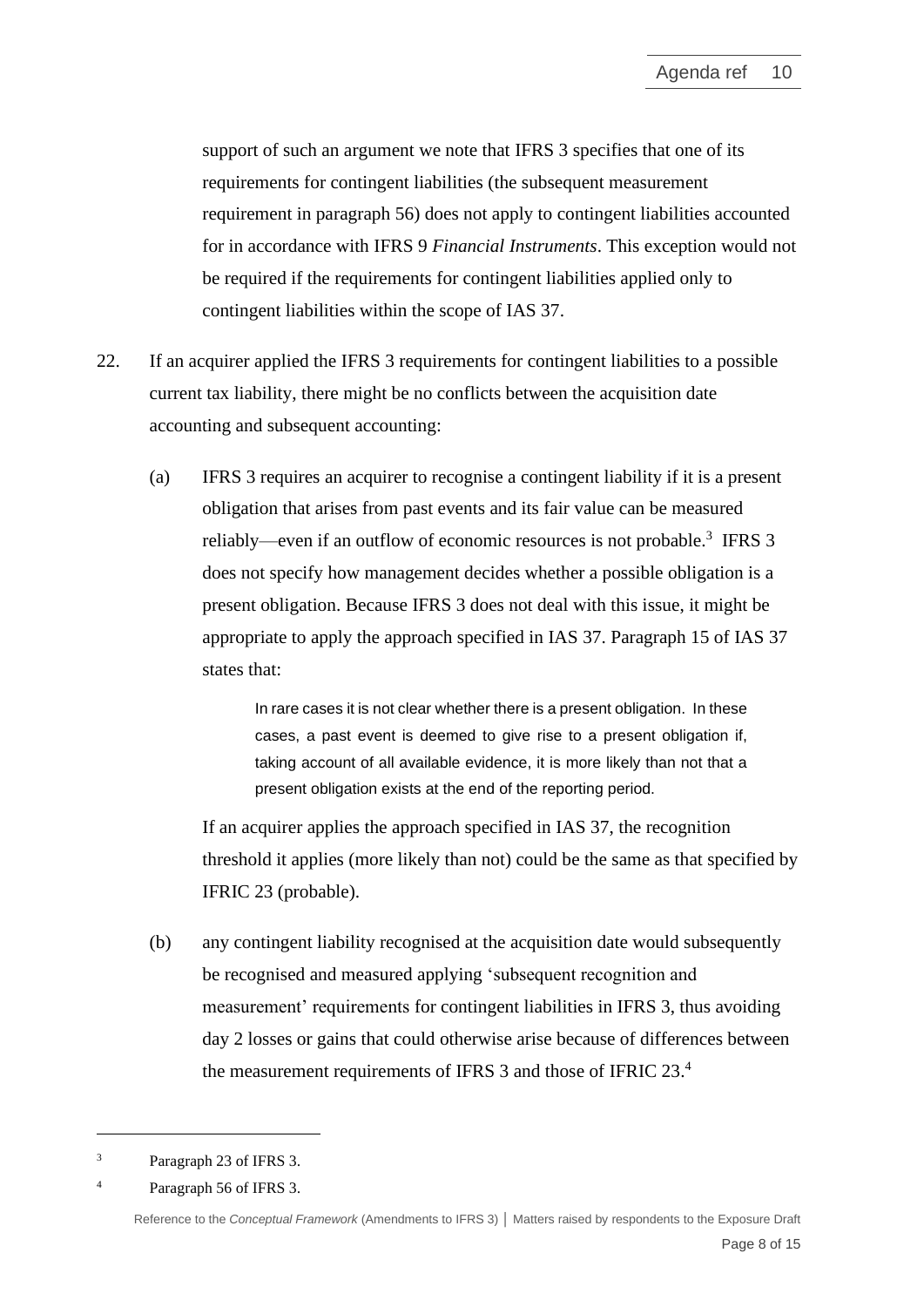support of such an argument we note that IFRS 3 specifies that one of its requirements for contingent liabilities (the subsequent measurement requirement in paragraph 56) does not apply to contingent liabilities accounted for in accordance with IFRS 9 *Financial Instruments*. This exception would not be required if the requirements for contingent liabilities applied only to contingent liabilities within the scope of IAS 37.

22. If an acquirer applied the IFRS 3 requirements for contingent liabilities to a possible current tax liability, there might be no conflicts between the acquisition date accounting and subsequent accounting:

   (a) IFRS 3 requires an acquirer to recognise a contingent liability if it is a present obligation that arises from past events and its fair value can be measured reliably—even if an outflow of economic resources is not probable.[3] IFRS 3 does not specify how management decides whether a possible obligation is a present obligation. Because IFRS 3 does not deal with this issue, it might be appropriate to apply the approach specified in IAS 37. Paragraph 15 of IAS 37 states that:

   > In rare cases it is not clear whether there is a present obligation. In these cases, a past event is deemed to give rise to a present obligation if, taking account of all available evidence, it is more likely than not that a present obligation exists at the end of the reporting period.

   If an acquirer applies the approach specified in IAS 37, the recognition threshold it applies (more likely than not) could be the same as that specified by IFRIC 23 (probable).

   (b) any contingent liability recognised at the acquisition date would subsequently be recognised and measured applying 'subsequent recognition and measurement' requirements for contingent liabilities in IFRS 3, thus avoiding day 2 losses or gains that could otherwise arise because of differences between the measurement requirements of IFRS 3 and those of IFRIC 23.[4]

---

[3] Paragraph 23 of IFRS 3.

[4] Paragraph 56 of IFRS 3.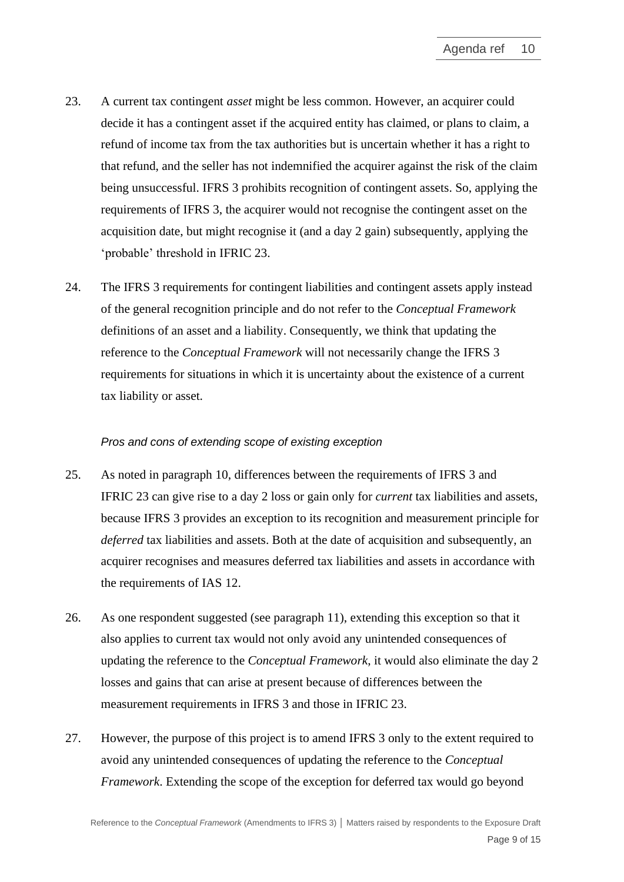23. A current tax contingent *asset* might be less common. However, an acquirer could decide it has a contingent asset if the acquired entity has claimed, or plans to claim, a refund of income tax from the tax authorities but is uncertain whether it has a right to that refund, and the seller has not indemnified the acquirer against the risk of the claim being unsuccessful. IFRS 3 prohibits recognition of contingent assets. So, applying the requirements of IFRS 3, the acquirer would not recognise the contingent asset on the acquisition date, but might recognise it (and a day 2 gain) subsequently, applying the 'probable' threshold in IFRIC 23.

24. The IFRS 3 requirements for contingent liabilities and contingent assets apply instead of the general recognition principle and do not refer to the *Conceptual Framework* definitions of an asset and a liability. Consequently, we think that updating the reference to the *Conceptual Framework* will not necessarily change the IFRS 3 requirements for situations in which it is uncertainty about the existence of a current tax liability or asset.

*Pros and cons of extending scope of existing exception*

25. As noted in paragraph 10, differences between the requirements of IFRS 3 and IFRIC 23 can give rise to a day 2 loss or gain only for *current* tax liabilities and assets, because IFRS 3 provides an exception to its recognition and measurement principle for *deferred* tax liabilities and assets. Both at the date of acquisition and subsequently, an acquirer recognises and measures deferred tax liabilities and assets in accordance with the requirements of IAS 12.

26. As one respondent suggested (see paragraph 11), extending this exception so that it also applies to current tax would not only avoid any unintended consequences of updating the reference to the *Conceptual Framework*, it would also eliminate the day 2 losses and gains that can arise at present because of differences between the measurement requirements in IFRS 3 and those in IFRIC 23.

27. However, the purpose of this project is to amend IFRS 3 only to the extent required to avoid any unintended consequences of updating the reference to the *Conceptual Framework*. Extending the scope of the exception for deferred tax would go beyond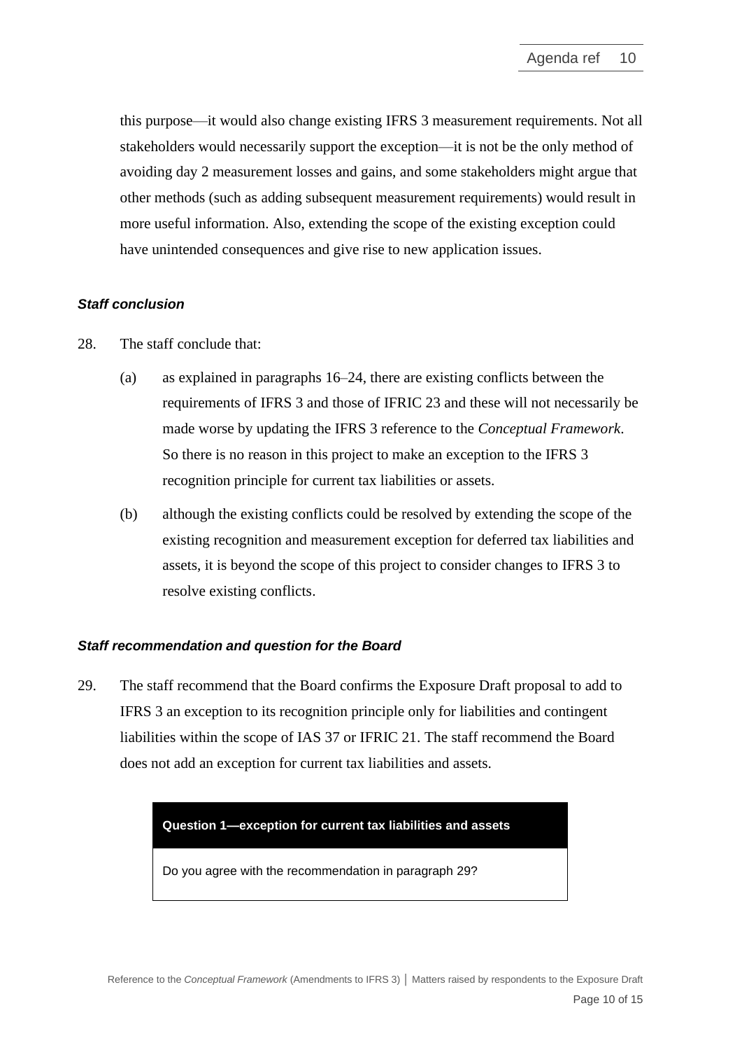this purpose—it would also change existing IFRS 3 measurement requirements. Not all stakeholders would necessarily support the exception—it is not be the only method of avoiding day 2 measurement losses and gains, and some stakeholders might argue that other methods (such as adding subsequent measurement requirements) would result in more useful information. Also, extending the scope of the existing exception could have unintended consequences and give rise to new application issues.

### *Staff conclusion*

28. The staff conclude that:

    (a) as explained in paragraphs 16–24, there are existing conflicts between the requirements of IFRS 3 and those of IFRIC 23 and these will not necessarily be made worse by updating the IFRS 3 reference to the *Conceptual Framework*. So there is no reason in this project to make an exception to the IFRS 3 recognition principle for current tax liabilities or assets.

    (b) although the existing conflicts could be resolved by extending the scope of the existing recognition and measurement exception for deferred tax liabilities and assets, it is beyond the scope of this project to consider changes to IFRS 3 to resolve existing conflicts.

### *Staff recommendation and question for the Board*

29. The staff recommend that the Board confirms the Exposure Draft proposal to add to IFRS 3 an exception to its recognition principle only for liabilities and contingent liabilities within the scope of IAS 37 or IFRIC 21. The staff recommend the Board does not add an exception for current tax liabilities and assets.

| **Question 1—exception for current tax liabilities and assets** |
| --- |
| Do you agree with the recommendation in paragraph 29? |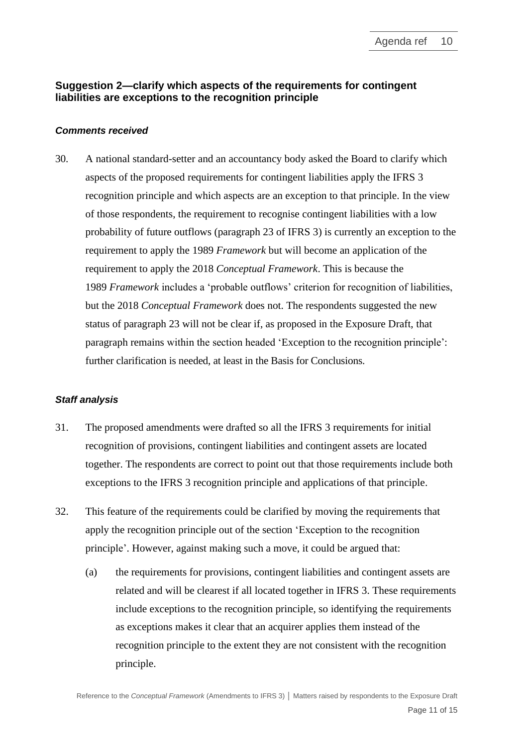### Suggestion 2—clarify which aspects of the requirements for contingent liabilities are exceptions to the recognition principle

#### *Comments received*

30. A national standard-setter and an accountancy body asked the Board to clarify which aspects of the proposed requirements for contingent liabilities apply the IFRS 3 recognition principle and which aspects are an exception to that principle. In the view of those respondents, the requirement to recognise contingent liabilities with a low probability of future outflows (paragraph 23 of IFRS 3) is currently an exception to the requirement to apply the 1989 *Framework* but will become an application of the requirement to apply the 2018 *Conceptual Framework*. This is because the 1989 *Framework* includes a 'probable outflows' criterion for recognition of liabilities, but the 2018 *Conceptual Framework* does not. The respondents suggested the new status of paragraph 23 will not be clear if, as proposed in the Exposure Draft, that paragraph remains within the section headed 'Exception to the recognition principle': further clarification is needed, at least in the Basis for Conclusions.

#### *Staff analysis*

31. The proposed amendments were drafted so all the IFRS 3 requirements for initial recognition of provisions, contingent liabilities and contingent assets are located together. The respondents are correct to point out that those requirements include both exceptions to the IFRS 3 recognition principle and applications of that principle.

32. This feature of the requirements could be clarified by moving the requirements that apply the recognition principle out of the section 'Exception to the recognition principle'. However, against making such a move, it could be argued that:

    (a) the requirements for provisions, contingent liabilities and contingent assets are related and will be clearest if all located together in IFRS 3. These requirements include exceptions to the recognition principle, so identifying the requirements as exceptions makes it clear that an acquirer applies them instead of the recognition principle to the extent they are not consistent with the recognition principle.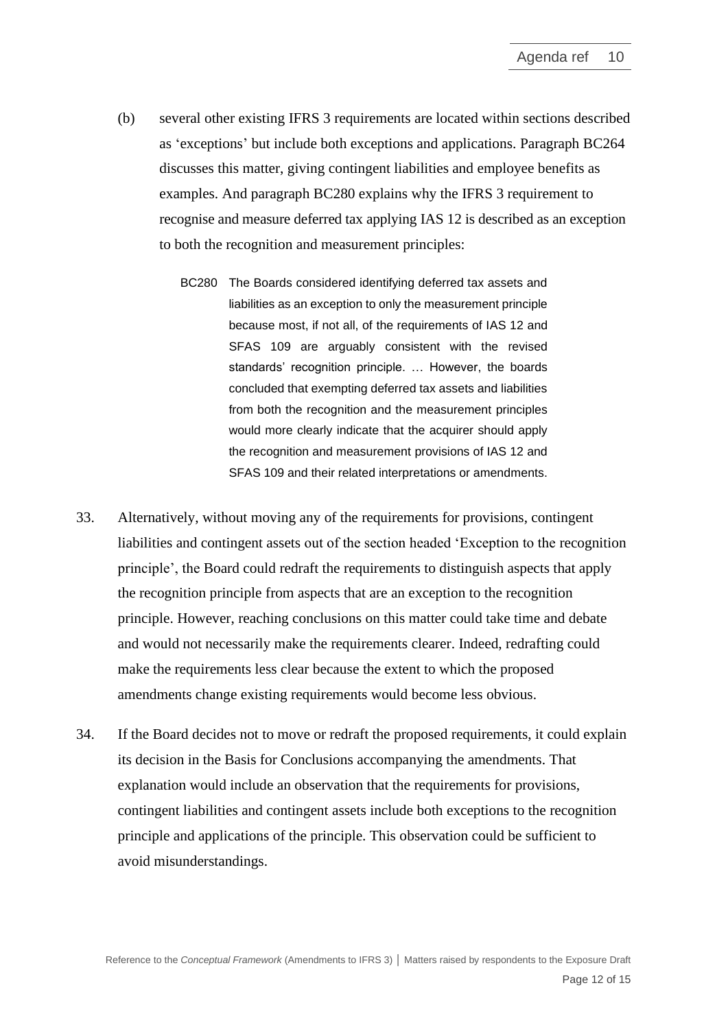(b) several other existing IFRS 3 requirements are located within sections described as 'exceptions' but include both exceptions and applications. Paragraph BC264 discusses this matter, giving contingent liabilities and employee benefits as examples. And paragraph BC280 explains why the IFRS 3 requirement to recognise and measure deferred tax applying IAS 12 is described as an exception to both the recognition and measurement principles:

> BC280 The Boards considered identifying deferred tax assets and liabilities as an exception to only the measurement principle because most, if not all, of the requirements of IAS 12 and SFAS 109 are arguably consistent with the revised standards' recognition principle. … However, the boards concluded that exempting deferred tax assets and liabilities from both the recognition and the measurement principles would more clearly indicate that the acquirer should apply the recognition and measurement provisions of IAS 12 and SFAS 109 and their related interpretations or amendments.

33. Alternatively, without moving any of the requirements for provisions, contingent liabilities and contingent assets out of the section headed 'Exception to the recognition principle', the Board could redraft the requirements to distinguish aspects that apply the recognition principle from aspects that are an exception to the recognition principle. However, reaching conclusions on this matter could take time and debate and would not necessarily make the requirements clearer. Indeed, redrafting could make the requirements less clear because the extent to which the proposed amendments change existing requirements would become less obvious.

34. If the Board decides not to move or redraft the proposed requirements, it could explain its decision in the Basis for Conclusions accompanying the amendments. That explanation would include an observation that the requirements for provisions, contingent liabilities and contingent assets include both exceptions to the recognition principle and applications of the principle. This observation could be sufficient to avoid misunderstandings.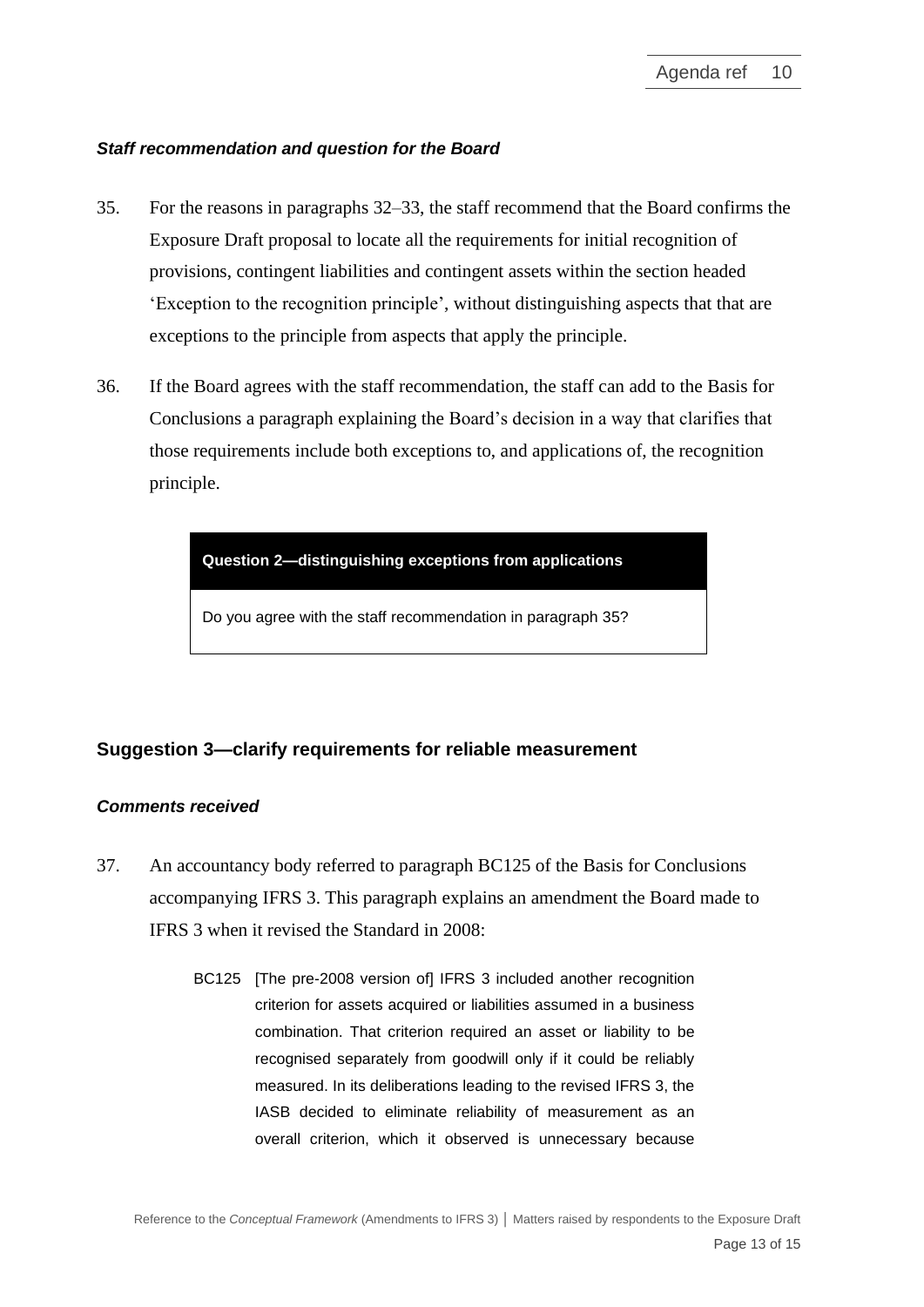### *Staff recommendation and question for the Board*

35. For the reasons in paragraphs 32–33, the staff recommend that the Board confirms the Exposure Draft proposal to locate all the requirements for initial recognition of provisions, contingent liabilities and contingent assets within the section headed 'Exception to the recognition principle', without distinguishing aspects that that are exceptions to the principle from aspects that apply the principle.

36. If the Board agrees with the staff recommendation, the staff can add to the Basis for Conclusions a paragraph explaining the Board's decision in a way that clarifies that those requirements include both exceptions to, and applications of, the recognition principle.

| **Question 2—distinguishing exceptions from applications** |
| --- |
| Do you agree with the staff recommendation in paragraph 35? |

## Suggestion 3—clarify requirements for reliable measurement

### *Comments received*

37. An accountancy body referred to paragraph BC125 of the Basis for Conclusions accompanying IFRS 3. This paragraph explains an amendment the Board made to IFRS 3 when it revised the Standard in 2008:

> BC125 [The pre-2008 version of] IFRS 3 included another recognition criterion for assets acquired or liabilities assumed in a business combination. That criterion required an asset or liability to be recognised separately from goodwill only if it could be reliably measured. In its deliberations leading to the revised IFRS 3, the IASB decided to eliminate reliability of measurement as an overall criterion, which it observed is unnecessary because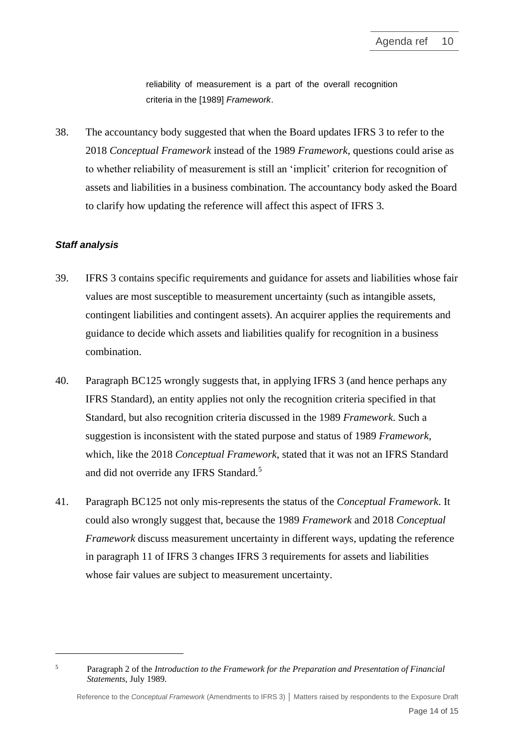> reliability of measurement is a part of the overall recognition criteria in the [1989] *Framework*.

38. The accountancy body suggested that when the Board updates IFRS 3 to refer to the 2018 *Conceptual Framework* instead of the 1989 *Framework*, questions could arise as to whether reliability of measurement is still an 'implicit' criterion for recognition of assets and liabilities in a business combination. The accountancy body asked the Board to clarify how updating the reference will affect this aspect of IFRS 3.

### *Staff analysis*

39. IFRS 3 contains specific requirements and guidance for assets and liabilities whose fair values are most susceptible to measurement uncertainty (such as intangible assets, contingent liabilities and contingent assets). An acquirer applies the requirements and guidance to decide which assets and liabilities qualify for recognition in a business combination.

40. Paragraph BC125 wrongly suggests that, in applying IFRS 3 (and hence perhaps any IFRS Standard), an entity applies not only the recognition criteria specified in that Standard, but also recognition criteria discussed in the 1989 *Framework*. Such a suggestion is inconsistent with the stated purpose and status of 1989 *Framework*, which, like the 2018 *Conceptual Framework*, stated that it was not an IFRS Standard and did not override any IFRS Standard.[5]

41. Paragraph BC125 not only mis-represents the status of the *Conceptual Framework*. It could also wrongly suggest that, because the 1989 *Framework* and 2018 *Conceptual Framework* discuss measurement uncertainty in different ways, updating the reference in paragraph 11 of IFRS 3 changes IFRS 3 requirements for assets and liabilities whose fair values are subject to measurement uncertainty.

---

[5] Paragraph 2 of the *Introduction to the Framework for the Preparation and Presentation of Financial Statements*, July 1989.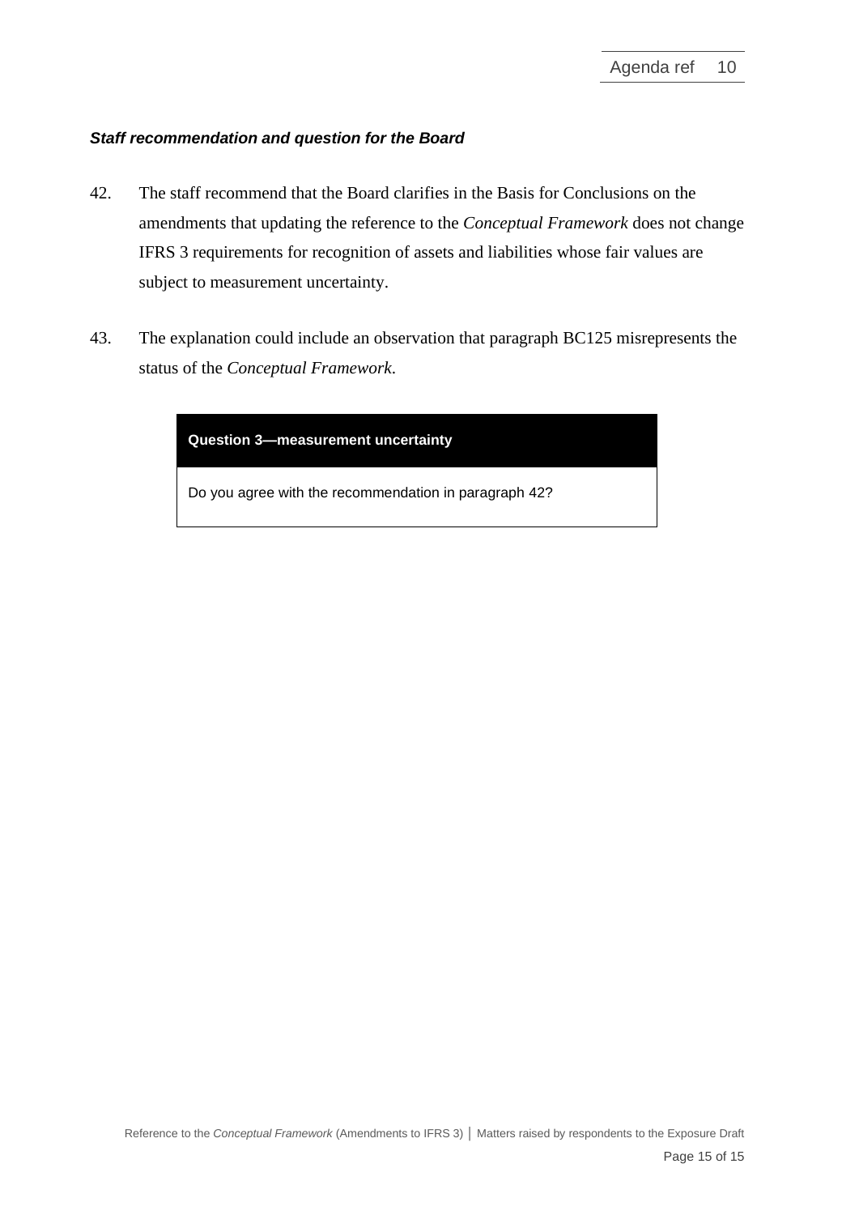***Staff recommendation and question for the Board***

42. The staff recommend that the Board clarifies in the Basis for Conclusions on the amendments that updating the reference to the *Conceptual Framework* does not change IFRS 3 requirements for recognition of assets and liabilities whose fair values are subject to measurement uncertainty.

43. The explanation could include an observation that paragraph BC125 misrepresents the status of the *Conceptual Framework*.

| **Question 3—measurement uncertainty** |
| --- |
| Do you agree with the recommendation in paragraph 42? |